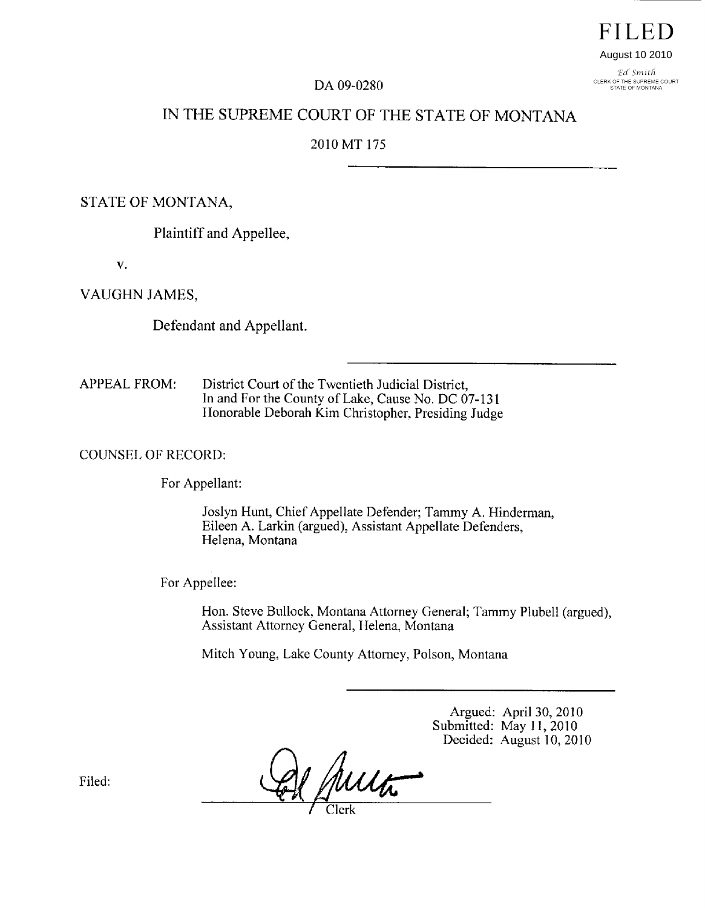**FILED**

August 10 2010

*Ed Smith*
CLERK OF THE SUPREME COURT
STATE OF MONTANA

DA 09-0280

# IN THE SUPREME COURT OF THE STATE OF MONTANA

2010 MT 175

---

STATE OF MONTANA,

Plaintiff and Appellee,

v.

VAUGHN JAMES,

Defendant and Appellant.

---

APPEAL FROM: District Court of the Twentieth Judicial District,
In and For the County of Lake, Cause No. DC 07-131
Honorable Deborah Kim Christopher, Presiding Judge

COUNSEL OF RECORD:

For Appellant:

Joslyn Hunt, Chief Appellate Defender; Tammy A. Hinderman, Eileen A. Larkin (argued), Assistant Appellate Defenders, Helena, Montana

For Appellee:

Hon. Steve Bullock, Montana Attorney General; Tammy Plubell (argued), Assistant Attorney General, Helena, Montana

Mitch Young, Lake County Attorney, Polson, Montana

---

Argued: April 30, 2010
Submitted: May 11, 2010
Decided: August 10, 2010

Filed:

__________________________________
Clerk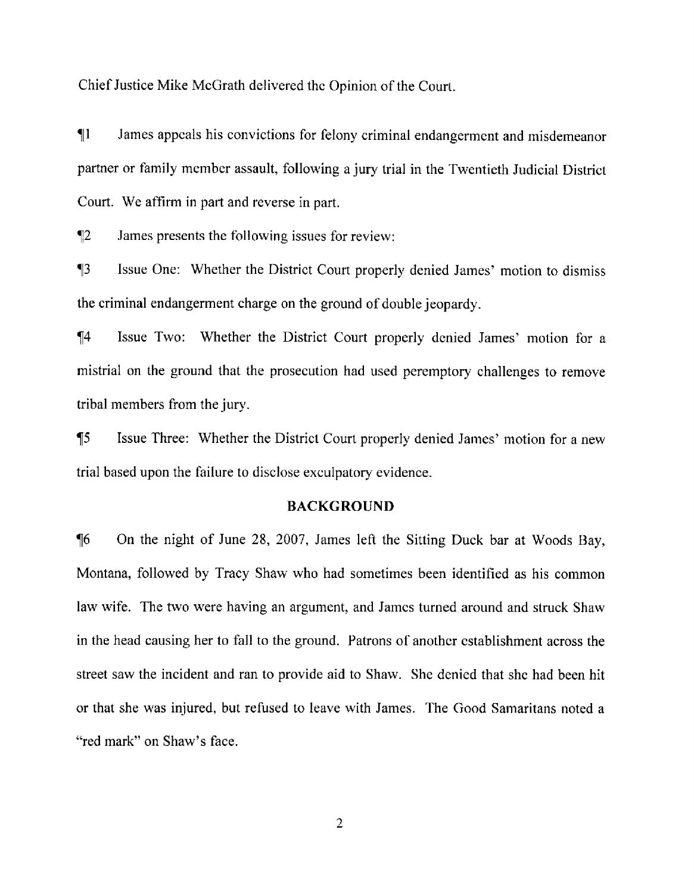Chief Justice Mike McGrath delivered the Opinion of the Court.

¶1 James appeals his convictions for felony criminal endangerment and misdemeanor partner or family member assault, following a jury trial in the Twentieth Judicial District Court. We affirm in part and reverse in part.

¶2 James presents the following issues for review:

¶3 Issue One: Whether the District Court properly denied James' motion to dismiss the criminal endangerment charge on the ground of double jeopardy.

¶4 Issue Two: Whether the District Court properly denied James' motion for a mistrial on the ground that the prosecution had used peremptory challenges to remove tribal members from the jury.

¶5 Issue Three: Whether the District Court properly denied James' motion for a new trial based upon the failure to disclose exculpatory evidence.

## BACKGROUND

¶6 On the night of June 28, 2007, James left the Sitting Duck bar at Woods Bay, Montana, followed by Tracy Shaw who had sometimes been identified as his common law wife. The two were having an argument, and James turned around and struck Shaw in the head causing her to fall to the ground. Patrons of another establishment across the street saw the incident and ran to provide aid to Shaw. She denied that she had been hit or that she was injured, but refused to leave with James. The Good Samaritans noted a "red mark" on Shaw's face.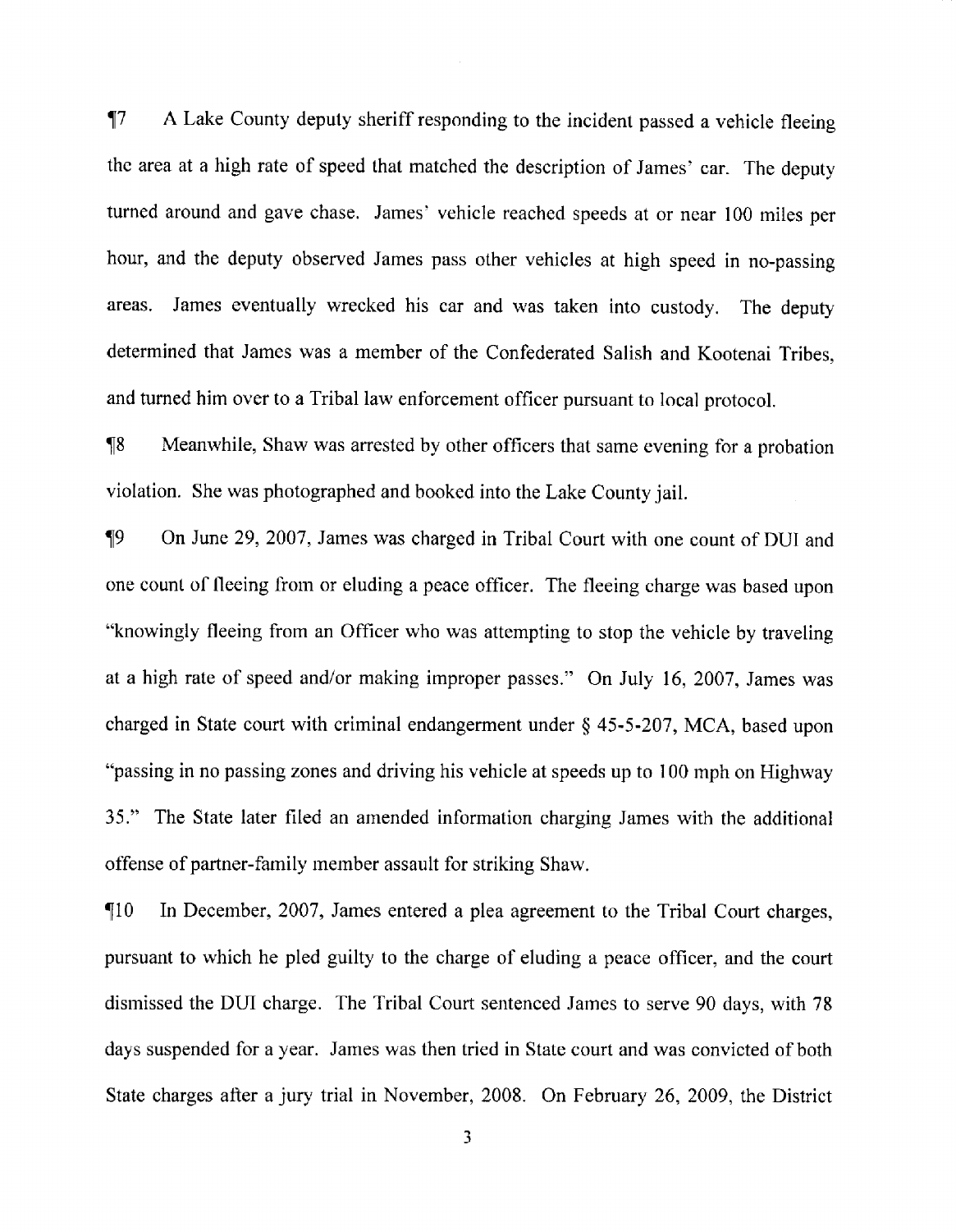¶7 A Lake County deputy sheriff responding to the incident passed a vehicle fleeing the area at a high rate of speed that matched the description of James' car. The deputy turned around and gave chase. James' vehicle reached speeds at or near 100 miles per hour, and the deputy observed James pass other vehicles at high speed in no-passing areas. James eventually wrecked his car and was taken into custody. The deputy determined that James was a member of the Confederated Salish and Kootenai Tribes, and turned him over to a Tribal law enforcement officer pursuant to local protocol.

¶8 Meanwhile, Shaw was arrested by other officers that same evening for a probation violation. She was photographed and booked into the Lake County jail.

¶9 On June 29, 2007, James was charged in Tribal Court with one count of DUI and one count of fleeing from or eluding a peace officer. The fleeing charge was based upon "knowingly fleeing from an Officer who was attempting to stop the vehicle by traveling at a high rate of speed and/or making improper passes." On July 16, 2007, James was charged in State court with criminal endangerment under § 45-5-207, MCA, based upon "passing in no passing zones and driving his vehicle at speeds up to 100 mph on Highway 35." The State later filed an amended information charging James with the additional offense of partner-family member assault for striking Shaw.

¶10 In December, 2007, James entered a plea agreement to the Tribal Court charges, pursuant to which he pled guilty to the charge of eluding a peace officer, and the court dismissed the DUI charge. The Tribal Court sentenced James to serve 90 days, with 78 days suspended for a year. James was then tried in State court and was convicted of both State charges after a jury trial in November, 2008. On February 26, 2009, the District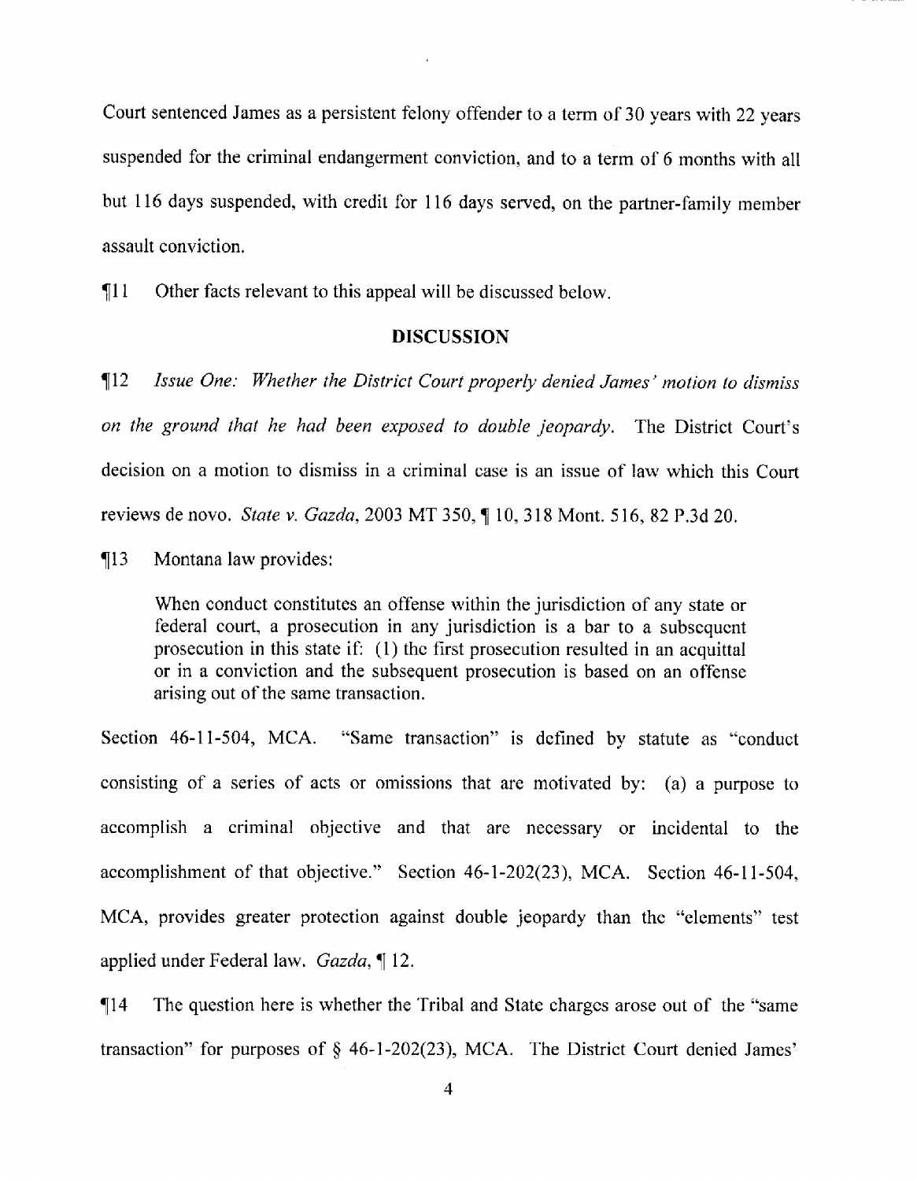Court sentenced James as a persistent felony offender to a term of 30 years with 22 years suspended for the criminal endangerment conviction, and to a term of 6 months with all but 116 days suspended, with credit for 116 days served, on the partner-family member assault conviction.

¶11 Other facts relevant to this appeal will be discussed below.

## DISCUSSION

¶12 *Issue One: Whether the District Court properly denied James' motion to dismiss on the ground that he had been exposed to double jeopardy.* The District Court's decision on a motion to dismiss in a criminal case is an issue of law which this Court reviews de novo. *State v. Gazda*, 2003 MT 350, ¶ 10, 318 Mont. 516, 82 P.3d 20.

¶13 Montana law provides:

> When conduct constitutes an offense within the jurisdiction of any state or federal court, a prosecution in any jurisdiction is a bar to a subsequent prosecution in this state if: (1) the first prosecution resulted in an acquittal or in a conviction and the subsequent prosecution is based on an offense arising out of the same transaction.

Section 46-11-504, MCA. "Same transaction" is defined by statute as "conduct consisting of a series of acts or omissions that are motivated by: (a) a purpose to accomplish a criminal objective and that are necessary or incidental to the accomplishment of that objective." Section 46-1-202(23), MCA. Section 46-11-504, MCA, provides greater protection against double jeopardy than the "elements" test applied under Federal law. *Gazda*, ¶ 12.

¶14 The question here is whether the Tribal and State charges arose out of the "same transaction" for purposes of § 46-1-202(23), MCA. The District Court denied James'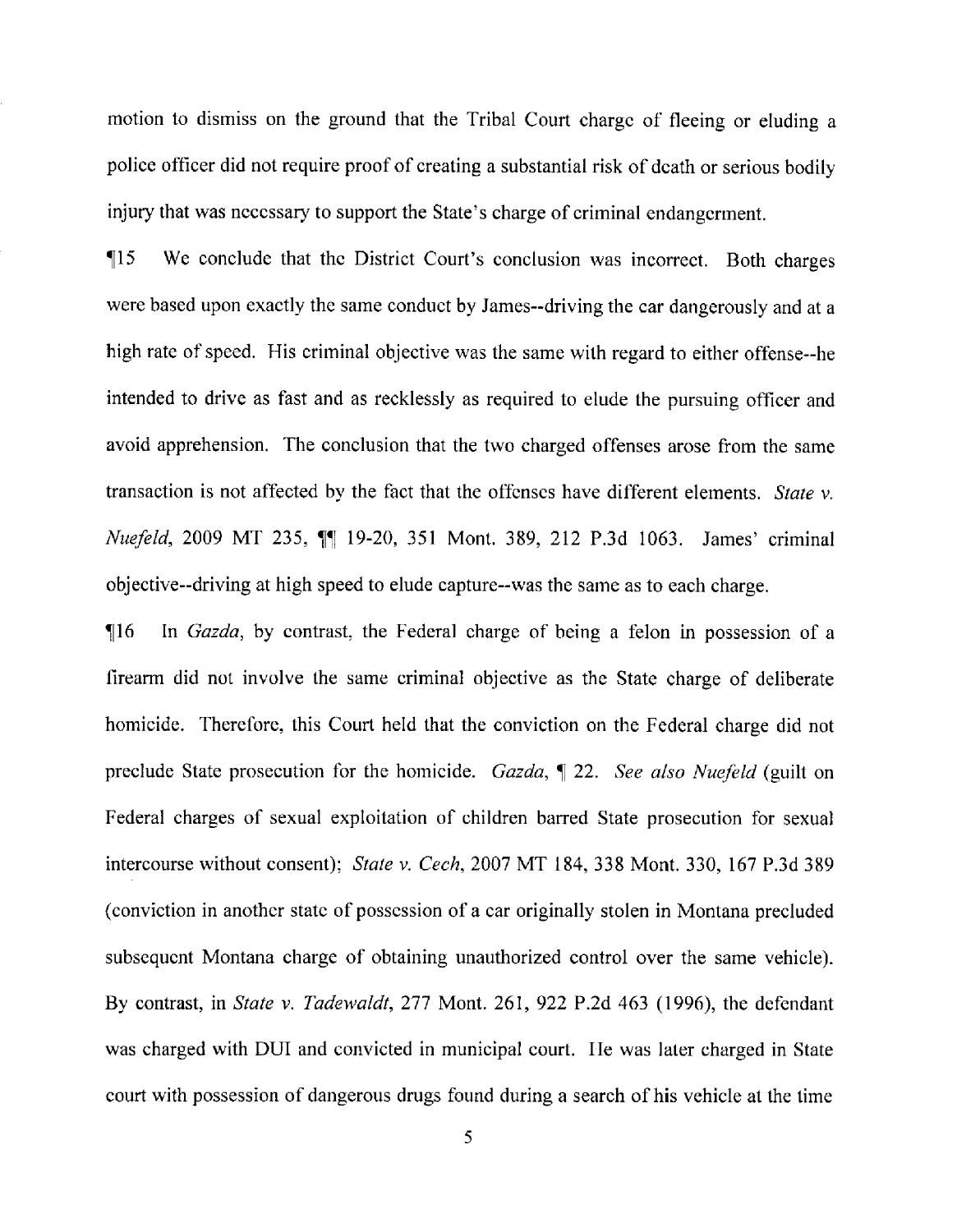motion to dismiss on the ground that the Tribal Court charge of fleeing or eluding a police officer did not require proof of creating a substantial risk of death or serious bodily injury that was necessary to support the State's charge of criminal endangerment.

¶15 We conclude that the District Court's conclusion was incorrect. Both charges were based upon exactly the same conduct by James--driving the car dangerously and at a high rate of speed. His criminal objective was the same with regard to either offense--he intended to drive as fast and as recklessly as required to elude the pursuing officer and avoid apprehension. The conclusion that the two charged offenses arose from the same transaction is not affected by the fact that the offenses have different elements. *State v. Nuefeld*, 2009 MT 235, ¶¶ 19-20, 351 Mont. 389, 212 P.3d 1063. James' criminal objective--driving at high speed to elude capture--was the same as to each charge.

¶16 In *Gazda*, by contrast, the Federal charge of being a felon in possession of a firearm did not involve the same criminal objective as the State charge of deliberate homicide. Therefore, this Court held that the conviction on the Federal charge did not preclude State prosecution for the homicide. *Gazda*, ¶ 22. *See also Nuefeld* (guilt on Federal charges of sexual exploitation of children barred State prosecution for sexual intercourse without consent); *State v. Cech*, 2007 MT 184, 338 Mont. 330, 167 P.3d 389 (conviction in another state of possession of a car originally stolen in Montana precluded subsequent Montana charge of obtaining unauthorized control over the same vehicle). By contrast, in *State v. Tadewaldt*, 277 Mont. 261, 922 P.2d 463 (1996), the defendant was charged with DUI and convicted in municipal court. He was later charged in State court with possession of dangerous drugs found during a search of his vehicle at the time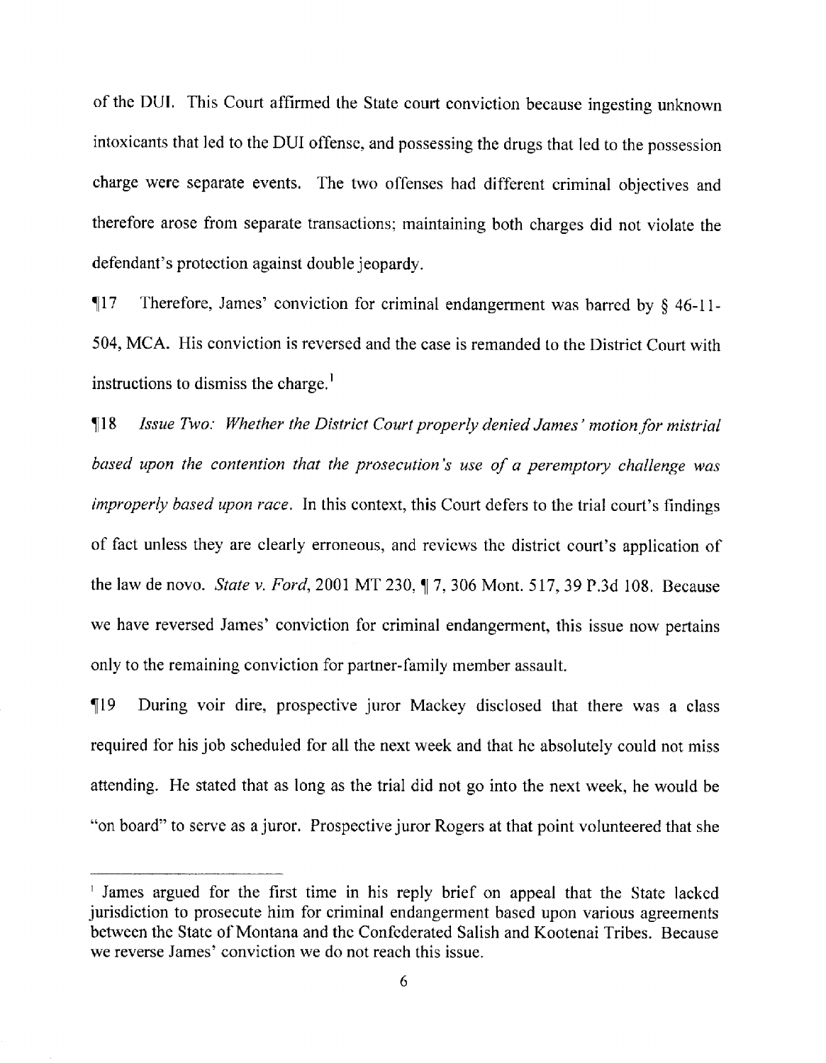of the DUI. This Court affirmed the State court conviction because ingesting unknown intoxicants that led to the DUI offense, and possessing the drugs that led to the possession charge were separate events. The two offenses had different criminal objectives and therefore arose from separate transactions; maintaining both charges did not violate the defendant's protection against double jeopardy.

¶17 Therefore, James' conviction for criminal endangerment was barred by § 46-11-504, MCA. His conviction is reversed and the case is remanded to the District Court with instructions to dismiss the charge.[1]

¶18 *Issue Two: Whether the District Court properly denied James' motion for mistrial based upon the contention that the prosecution's use of a peremptory challenge was improperly based upon race.* In this context, this Court defers to the trial court's findings of fact unless they are clearly erroneous, and reviews the district court's application of the law de novo. *State v. Ford*, 2001 MT 230, ¶ 7, 306 Mont. 517, 39 P.3d 108. Because we have reversed James' conviction for criminal endangerment, this issue now pertains only to the remaining conviction for partner-family member assault.

¶19 During voir dire, prospective juror Mackey disclosed that there was a class required for his job scheduled for all the next week and that he absolutely could not miss attending. He stated that as long as the trial did not go into the next week, he would be "on board" to serve as a juror. Prospective juror Rogers at that point volunteered that she

---

[1] James argued for the first time in his reply brief on appeal that the State lacked jurisdiction to prosecute him for criminal endangerment based upon various agreements between the State of Montana and the Confederated Salish and Kootenai Tribes. Because we reverse James' conviction we do not reach this issue.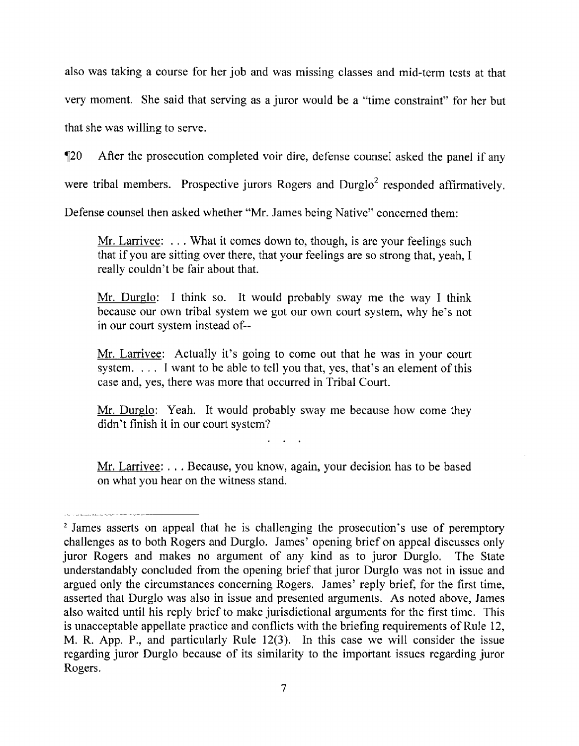also was taking a course for her job and was missing classes and mid-term tests at that very moment. She said that serving as a juror would be a "time constraint" for her but that she was willing to serve.

¶20 After the prosecution completed voir dire, defense counsel asked the panel if any were tribal members. Prospective jurors Rogers and Durglo[2] responded affirmatively. Defense counsel then asked whether "Mr. James being Native" concerned them:

> Mr. Larrivee: . . . What it comes down to, though, is are your feelings such that if you are sitting over there, that your feelings are so strong that, yeah, I really couldn't be fair about that.
>
> Mr. Durglo: I think so. It would probably sway me the way I think because our own tribal system we got our own court system, why he's not in our court system instead of--
>
> Mr. Larrivee: Actually it's going to come out that he was in your court system. . . . I want to be able to tell you that, yes, that's an element of this case and, yes, there was more that occurred in Tribal Court.
>
> Mr. Durglo: Yeah. It would probably sway me because how come they didn't finish it in our court system?
>
> . . . .
>
> Mr. Larrivee: . . . Because, you know, again, your decision has to be based on what you hear on the witness stand.

---

[2] James asserts on appeal that he is challenging the prosecution's use of peremptory challenges as to both Rogers and Durglo. James' opening brief on appeal discusses only juror Rogers and makes no argument of any kind as to juror Durglo. The State understandably concluded from the opening brief that juror Durglo was not in issue and argued only the circumstances concerning Rogers. James' reply brief, for the first time, asserted that Durglo was also in issue and presented arguments. As noted above, James also waited until his reply brief to make jurisdictional arguments for the first time. This is unacceptable appellate practice and conflicts with the briefing requirements of Rule 12, M. R. App. P., and particularly Rule 12(3). In this case we will consider the issue regarding juror Durglo because of its similarity to the important issues regarding juror Rogers.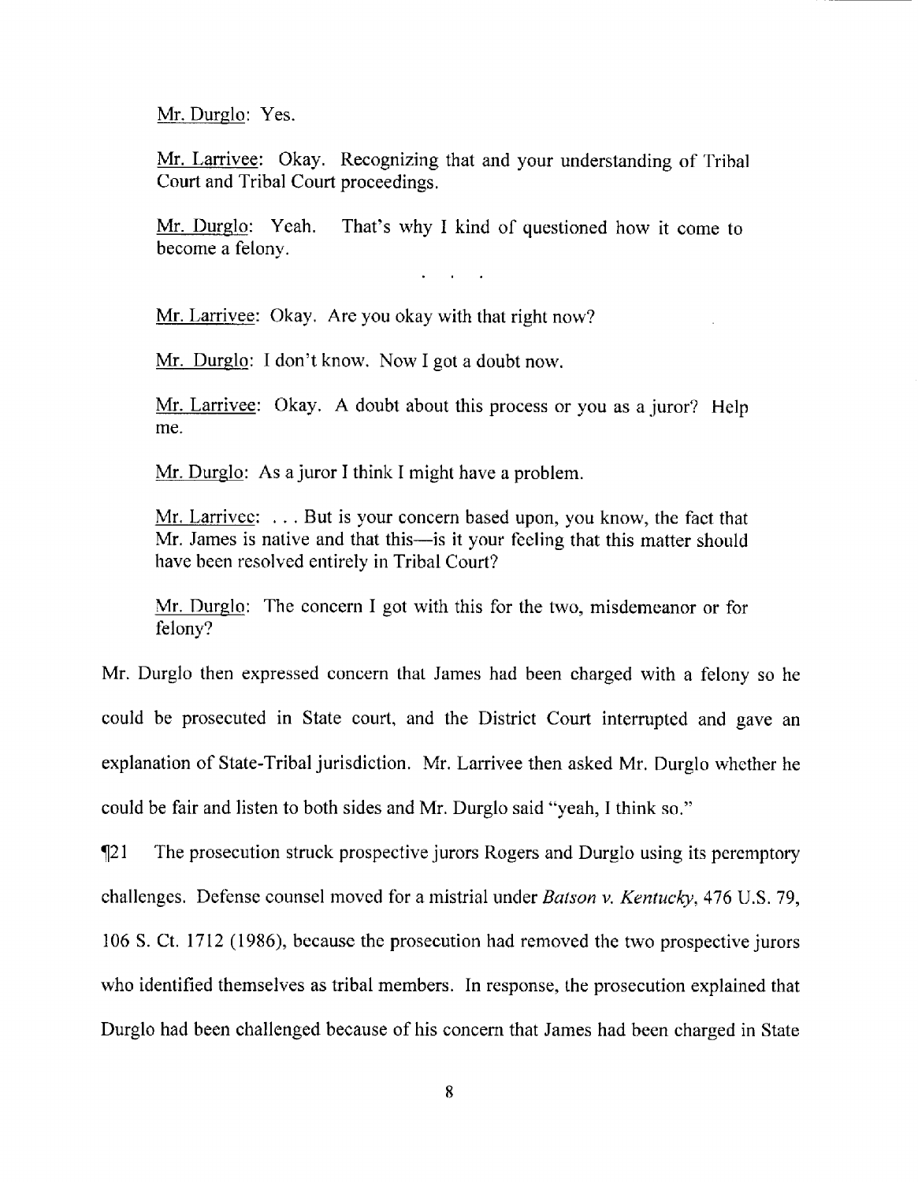Mr. Durglo: Yes.

Mr. Larrivee: Okay. Recognizing that and your understanding of Tribal Court and Tribal Court proceedings.

Mr. Durglo: Yeah. That's why I kind of questioned how it come to become a felony.

. . .

Mr. Larrivee: Okay. Are you okay with that right now?

Mr. Durglo: I don't know. Now I got a doubt now.

Mr. Larrivee: Okay. A doubt about this process or you as a juror? Help me.

Mr. Durglo: As a juror I think I might have a problem.

Mr. Larrivee: . . . But is your concern based upon, you know, the fact that Mr. James is native and that this—is it your feeling that this matter should have been resolved entirely in Tribal Court?

Mr. Durglo: The concern I got with this for the two, misdemeanor or for felony?

Mr. Durglo then expressed concern that James had been charged with a felony so he could be prosecuted in State court, and the District Court interrupted and gave an explanation of State-Tribal jurisdiction. Mr. Larrivee then asked Mr. Durglo whether he could be fair and listen to both sides and Mr. Durglo said "yeah, I think so."

¶21 The prosecution struck prospective jurors Rogers and Durglo using its peremptory challenges. Defense counsel moved for a mistrial under *Batson v. Kentucky*, 476 U.S. 79, 106 S. Ct. 1712 (1986), because the prosecution had removed the two prospective jurors who identified themselves as tribal members. In response, the prosecution explained that Durglo had been challenged because of his concern that James had been charged in State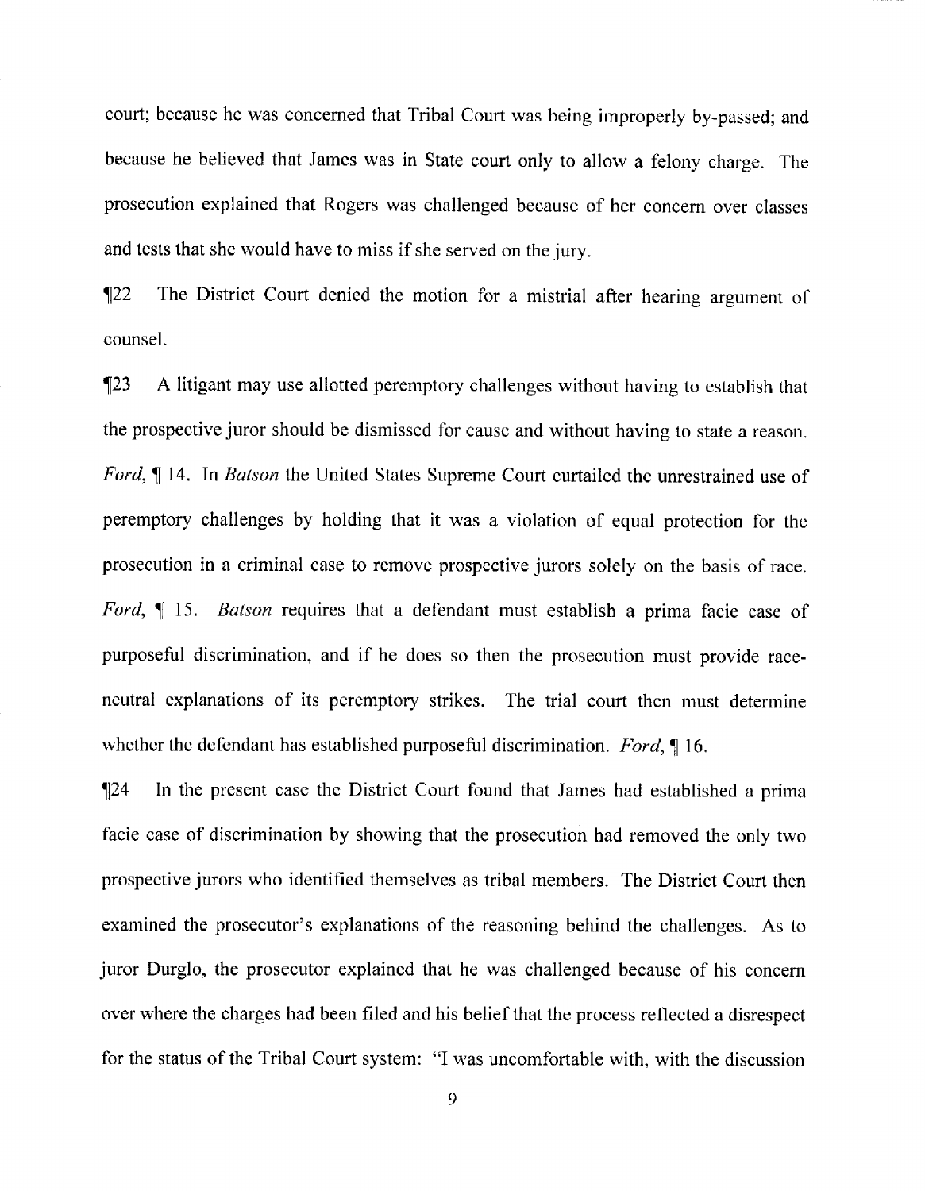court; because he was concerned that Tribal Court was being improperly by-passed; and because he believed that James was in State court only to allow a felony charge. The prosecution explained that Rogers was challenged because of her concern over classes and tests that she would have to miss if she served on the jury.

¶22 The District Court denied the motion for a mistrial after hearing argument of counsel.

¶23 A litigant may use allotted peremptory challenges without having to establish that the prospective juror should be dismissed for cause and without having to state a reason. *Ford*, ¶ 14. In *Batson* the United States Supreme Court curtailed the unrestrained use of peremptory challenges by holding that it was a violation of equal protection for the prosecution in a criminal case to remove prospective jurors solely on the basis of race. *Ford*, ¶ 15. *Batson* requires that a defendant must establish a prima facie case of purposeful discrimination, and if he does so then the prosecution must provide race-neutral explanations of its peremptory strikes. The trial court then must determine whether the defendant has established purposeful discrimination. *Ford*, ¶ 16.

¶24 In the present case the District Court found that James had established a prima facie case of discrimination by showing that the prosecution had removed the only two prospective jurors who identified themselves as tribal members. The District Court then examined the prosecutor's explanations of the reasoning behind the challenges. As to juror Durglo, the prosecutor explained that he was challenged because of his concern over where the charges had been filed and his belief that the process reflected a disrespect for the status of the Tribal Court system: "I was uncomfortable with, with the discussion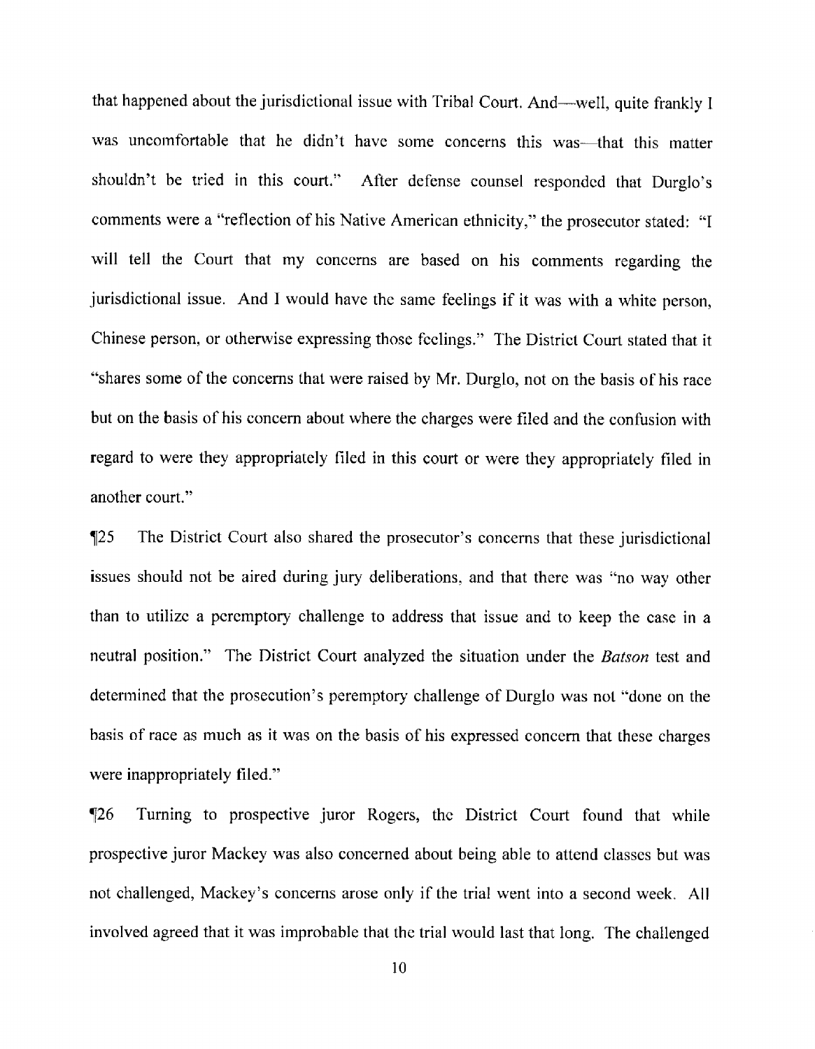that happened about the jurisdictional issue with Tribal Court. And—well, quite frankly I was uncomfortable that he didn't have some concerns this was—that this matter shouldn't be tried in this court." After defense counsel responded that Durglo's comments were a "reflection of his Native American ethnicity," the prosecutor stated: "I will tell the Court that my concerns are based on his comments regarding the jurisdictional issue. And I would have the same feelings if it was with a white person, Chinese person, or otherwise expressing those feelings." The District Court stated that it "shares some of the concerns that were raised by Mr. Durglo, not on the basis of his race but on the basis of his concern about where the charges were filed and the confusion with regard to were they appropriately filed in this court or were they appropriately filed in another court."

¶25 The District Court also shared the prosecutor's concerns that these jurisdictional issues should not be aired during jury deliberations, and that there was "no way other than to utilize a peremptory challenge to address that issue and to keep the case in a neutral position." The District Court analyzed the situation under the *Batson* test and determined that the prosecution's peremptory challenge of Durglo was not "done on the basis of race as much as it was on the basis of his expressed concern that these charges were inappropriately filed."

¶26 Turning to prospective juror Rogers, the District Court found that while prospective juror Mackey was also concerned about being able to attend classes but was not challenged, Mackey's concerns arose only if the trial went into a second week. All involved agreed that it was improbable that the trial would last that long. The challenged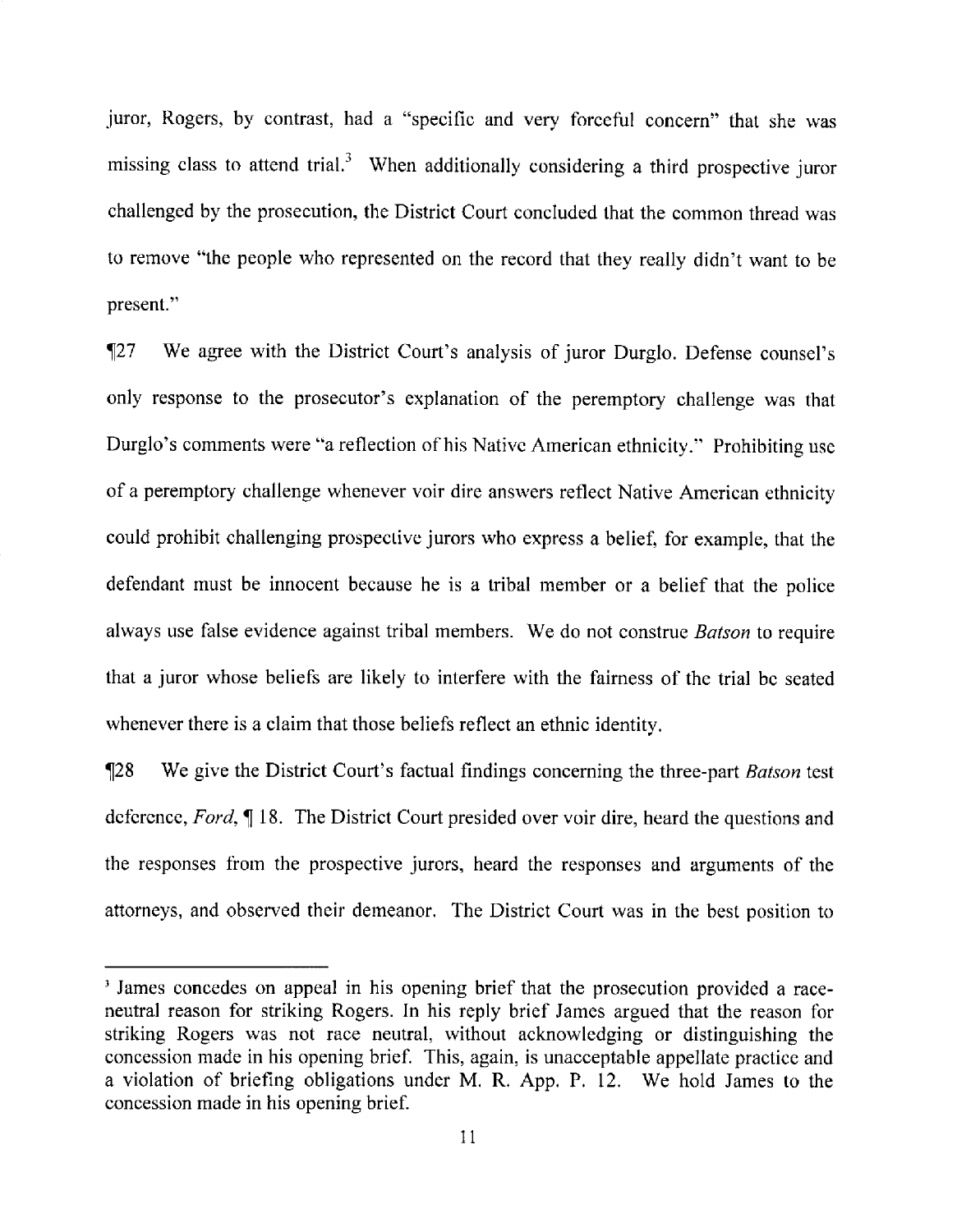juror, Rogers, by contrast, had a "specific and very forceful concern" that she was missing class to attend trial.[3] When additionally considering a third prospective juror challenged by the prosecution, the District Court concluded that the common thread was to remove "the people who represented on the record that they really didn't want to be present."

¶27 We agree with the District Court's analysis of juror Durglo. Defense counsel's only response to the prosecutor's explanation of the peremptory challenge was that Durglo's comments were "a reflection of his Native American ethnicity." Prohibiting use of a peremptory challenge whenever voir dire answers reflect Native American ethnicity could prohibit challenging prospective jurors who express a belief, for example, that the defendant must be innocent because he is a tribal member or a belief that the police always use false evidence against tribal members. We do not construe *Batson* to require that a juror whose beliefs are likely to interfere with the fairness of the trial be seated whenever there is a claim that those beliefs reflect an ethnic identity.

¶28 We give the District Court's factual findings concerning the three-part *Batson* test deference, *Ford*, ¶ 18. The District Court presided over voir dire, heard the questions and the responses from the prospective jurors, heard the responses and arguments of the attorneys, and observed their demeanor. The District Court was in the best position to

---

[3] James concedes on appeal in his opening brief that the prosecution provided a race-neutral reason for striking Rogers. In his reply brief James argued that the reason for striking Rogers was not race neutral, without acknowledging or distinguishing the concession made in his opening brief. This, again, is unacceptable appellate practice and a violation of briefing obligations under M. R. App. P. 12. We hold James to the concession made in his opening brief.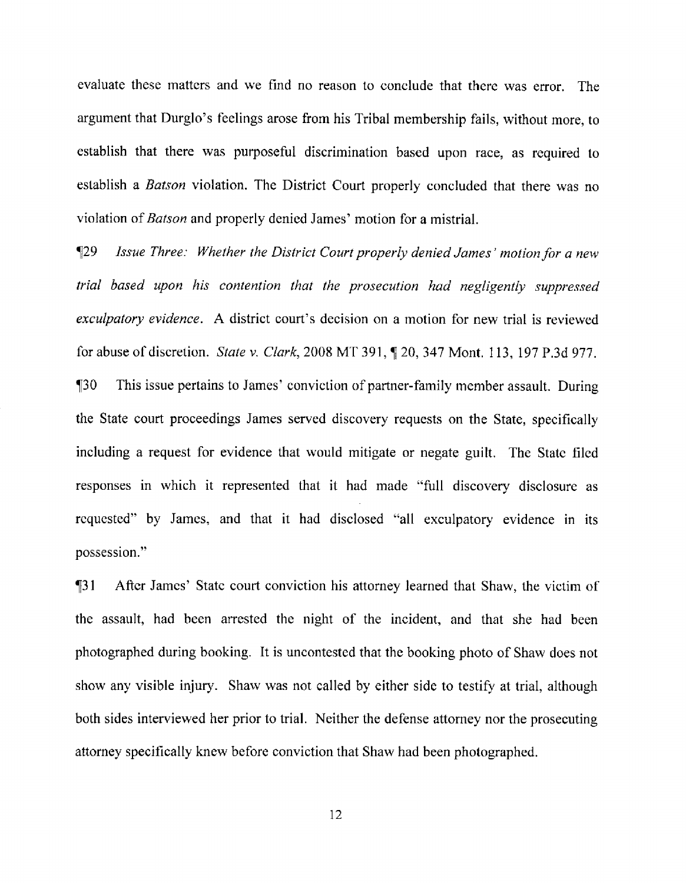evaluate these matters and we find no reason to conclude that there was error. The argument that Durglo's feelings arose from his Tribal membership fails, without more, to establish that there was purposeful discrimination based upon race, as required to establish a *Batson* violation. The District Court properly concluded that there was no violation of *Batson* and properly denied James' motion for a mistrial.

¶29 *Issue Three: Whether the District Court properly denied James' motion for a new trial based upon his contention that the prosecution had negligently suppressed exculpatory evidence*. A district court's decision on a motion for new trial is reviewed for abuse of discretion. *State v. Clark*, 2008 MT 391, ¶ 20, 347 Mont. 113, 197 P.3d 977.

¶30 This issue pertains to James' conviction of partner-family member assault. During the State court proceedings James served discovery requests on the State, specifically including a request for evidence that would mitigate or negate guilt. The State filed responses in which it represented that it had made "full discovery disclosure as requested" by James, and that it had disclosed "all exculpatory evidence in its possession."

¶31 After James' State court conviction his attorney learned that Shaw, the victim of the assault, had been arrested the night of the incident, and that she had been photographed during booking. It is uncontested that the booking photo of Shaw does not show any visible injury. Shaw was not called by either side to testify at trial, although both sides interviewed her prior to trial. Neither the defense attorney nor the prosecuting attorney specifically knew before conviction that Shaw had been photographed.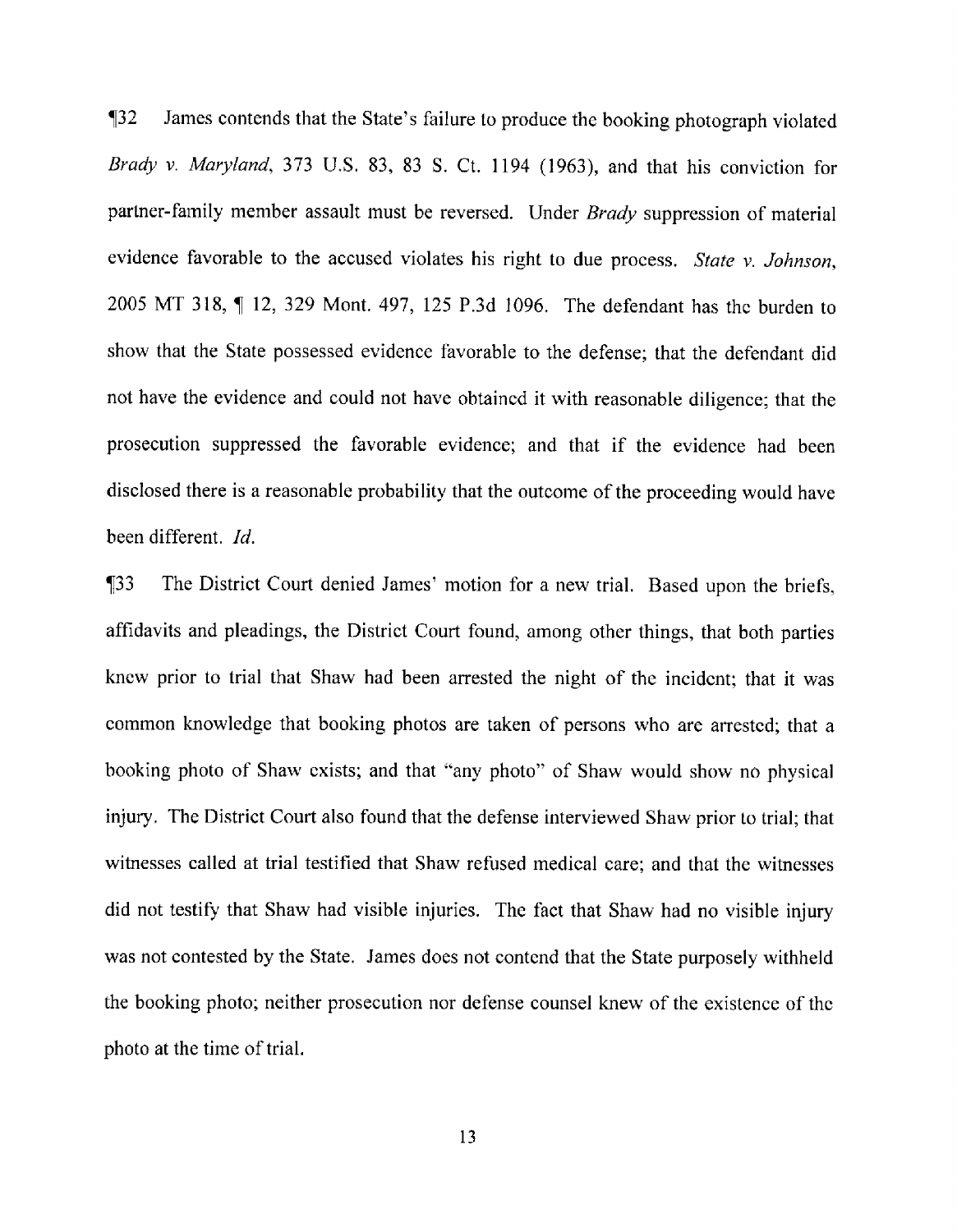¶32 James contends that the State's failure to produce the booking photograph violated *Brady v. Maryland*, 373 U.S. 83, 83 S. Ct. 1194 (1963), and that his conviction for partner-family member assault must be reversed. Under *Brady* suppression of material evidence favorable to the accused violates his right to due process. *State v. Johnson*, 2005 MT 318, ¶ 12, 329 Mont. 497, 125 P.3d 1096. The defendant has the burden to show that the State possessed evidence favorable to the defense; that the defendant did not have the evidence and could not have obtained it with reasonable diligence; that the prosecution suppressed the favorable evidence; and that if the evidence had been disclosed there is a reasonable probability that the outcome of the proceeding would have been different. *Id.*

¶33 The District Court denied James' motion for a new trial. Based upon the briefs, affidavits and pleadings, the District Court found, among other things, that both parties knew prior to trial that Shaw had been arrested the night of the incident; that it was common knowledge that booking photos are taken of persons who are arrested; that a booking photo of Shaw exists; and that "any photo" of Shaw would show no physical injury. The District Court also found that the defense interviewed Shaw prior to trial; that witnesses called at trial testified that Shaw refused medical care; and that the witnesses did not testify that Shaw had visible injuries. The fact that Shaw had no visible injury was not contested by the State. James does not contend that the State purposely withheld the booking photo; neither prosecution nor defense counsel knew of the existence of the photo at the time of trial.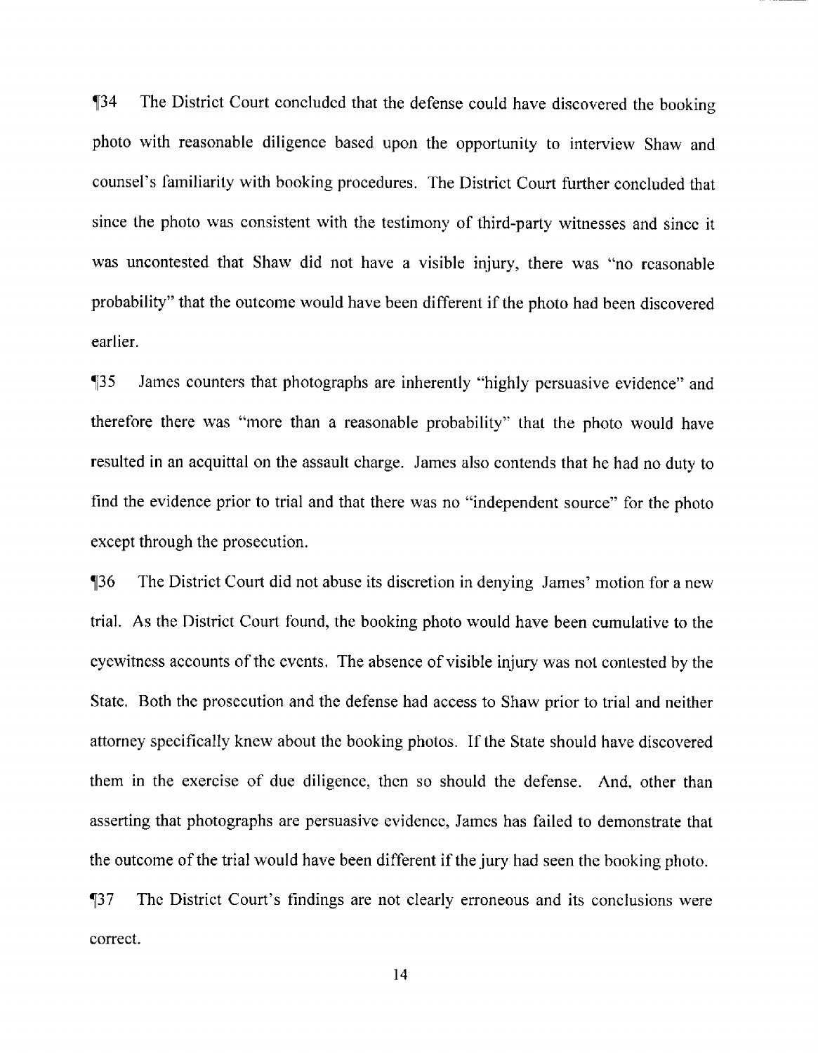¶34 The District Court concluded that the defense could have discovered the booking photo with reasonable diligence based upon the opportunity to interview Shaw and counsel's familiarity with booking procedures. The District Court further concluded that since the photo was consistent with the testimony of third-party witnesses and since it was uncontested that Shaw did not have a visible injury, there was "no reasonable probability" that the outcome would have been different if the photo had been discovered earlier.

¶35 James counters that photographs are inherently "highly persuasive evidence" and therefore there was "more than a reasonable probability" that the photo would have resulted in an acquittal on the assault charge. James also contends that he had no duty to find the evidence prior to trial and that there was no "independent source" for the photo except through the prosecution.

¶36 The District Court did not abuse its discretion in denying James' motion for a new trial. As the District Court found, the booking photo would have been cumulative to the eyewitness accounts of the events. The absence of visible injury was not contested by the State. Both the prosecution and the defense had access to Shaw prior to trial and neither attorney specifically knew about the booking photos. If the State should have discovered them in the exercise of due diligence, then so should the defense. And, other than asserting that photographs are persuasive evidence, James has failed to demonstrate that the outcome of the trial would have been different if the jury had seen the booking photo.

¶37 The District Court's findings are not clearly erroneous and its conclusions were correct.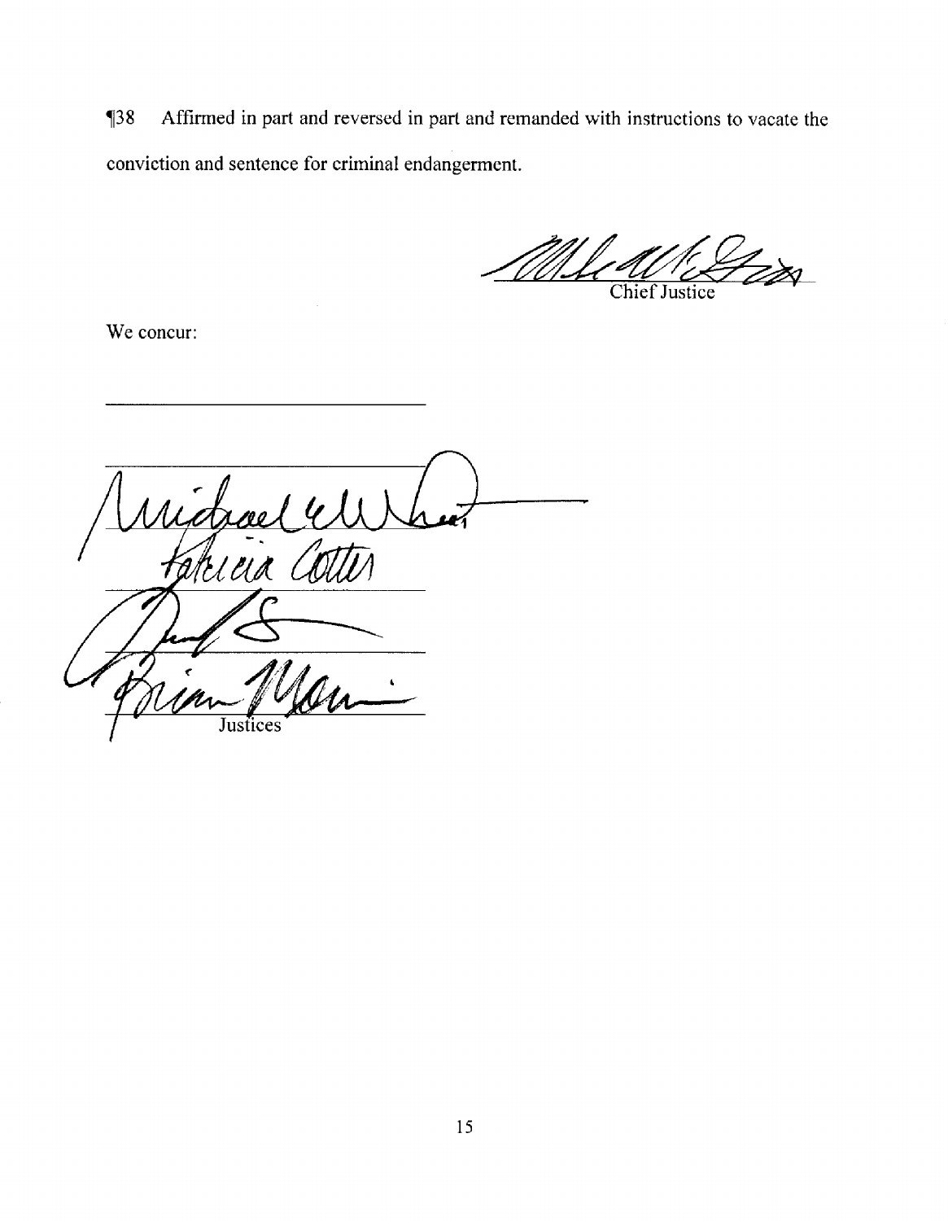¶38 Affirmed in part and reversed in part and remanded with instructions to vacate the conviction and sentence for criminal endangerment.

/S/ MIKE McGRATH
Chief Justice

We concur:

/S/ MICHAEL E WHEAT
/S/ PATRICIA COTTER
/S/ JIM RICE
/S/ BRIAN MORRIS
Justices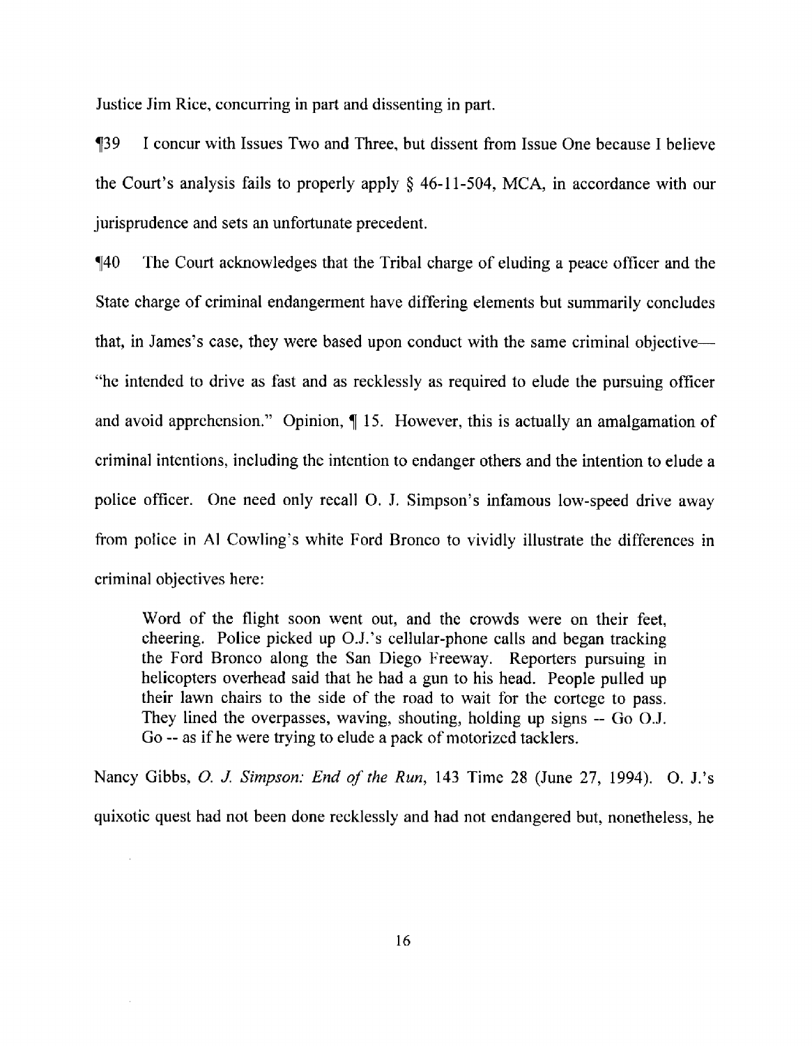Justice Jim Rice, concurring in part and dissenting in part.

¶39 I concur with Issues Two and Three, but dissent from Issue One because I believe the Court's analysis fails to properly apply § 46-11-504, MCA, in accordance with our jurisprudence and sets an unfortunate precedent.

¶40 The Court acknowledges that the Tribal charge of eluding a peace officer and the State charge of criminal endangerment have differing elements but summarily concludes that, in James's case, they were based upon conduct with the same criminal objective— "he intended to drive as fast and as recklessly as required to elude the pursuing officer and avoid apprehension." Opinion, ¶ 15. However, this is actually an amalgamation of criminal intentions, including the intention to endanger others and the intention to elude a police officer. One need only recall O. J. Simpson's infamous low-speed drive away from police in Al Cowling's white Ford Bronco to vividly illustrate the differences in criminal objectives here:

> Word of the flight soon went out, and the crowds were on their feet, cheering. Police picked up O.J.'s cellular-phone calls and began tracking the Ford Bronco along the San Diego Freeway. Reporters pursuing in helicopters overhead said that he had a gun to his head. People pulled up their lawn chairs to the side of the road to wait for the cortege to pass. They lined the overpasses, waving, shouting, holding up signs -- Go O.J. Go -- as if he were trying to elude a pack of motorized tacklers.

Nancy Gibbs, *O. J. Simpson: End of the Run*, 143 Time 28 (June 27, 1994). O. J.'s quixotic quest had not been done recklessly and had not endangered but, nonetheless, he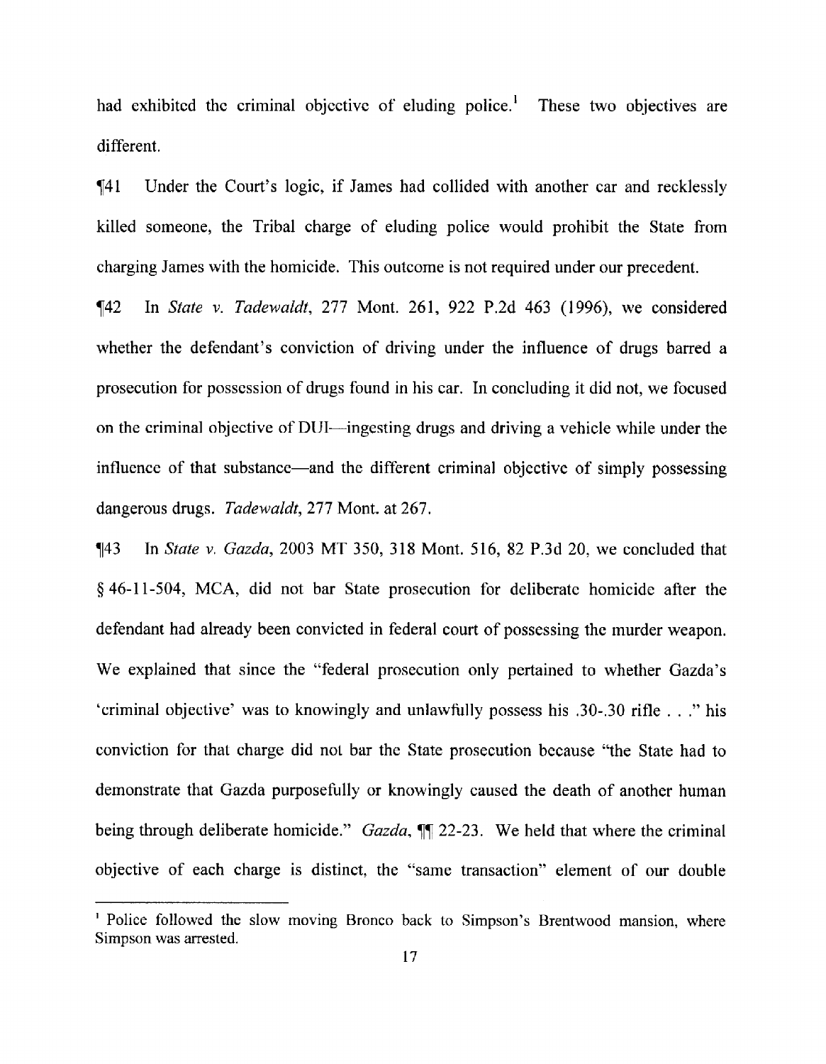had exhibited the criminal objective of eluding police.[1] These two objectives are different.

¶41 Under the Court's logic, if James had collided with another car and recklessly killed someone, the Tribal charge of eluding police would prohibit the State from charging James with the homicide. This outcome is not required under our precedent.

¶42 In *State v. Tadewaldt*, 277 Mont. 261, 922 P.2d 463 (1996), we considered whether the defendant's conviction of driving under the influence of drugs barred a prosecution for possession of drugs found in his car. In concluding it did not, we focused on the criminal objective of DUI—ingesting drugs and driving a vehicle while under the influence of that substance—and the different criminal objective of simply possessing dangerous drugs. *Tadewaldt*, 277 Mont. at 267.

¶43 In *State v. Gazda*, 2003 MT 350, 318 Mont. 516, 82 P.3d 20, we concluded that § 46-11-504, MCA, did not bar State prosecution for deliberate homicide after the defendant had already been convicted in federal court of possessing the murder weapon. We explained that since the "federal prosecution only pertained to whether Gazda's 'criminal objective' was to knowingly and unlawfully possess his .30-.30 rifle . . ." his conviction for that charge did not bar the State prosecution because "the State had to demonstrate that Gazda purposefully or knowingly caused the death of another human being through deliberate homicide." *Gazda*, ¶¶ 22-23. We held that where the criminal objective of each charge is distinct, the "same transaction" element of our double

---

[1] Police followed the slow moving Bronco back to Simpson's Brentwood mansion, where Simpson was arrested.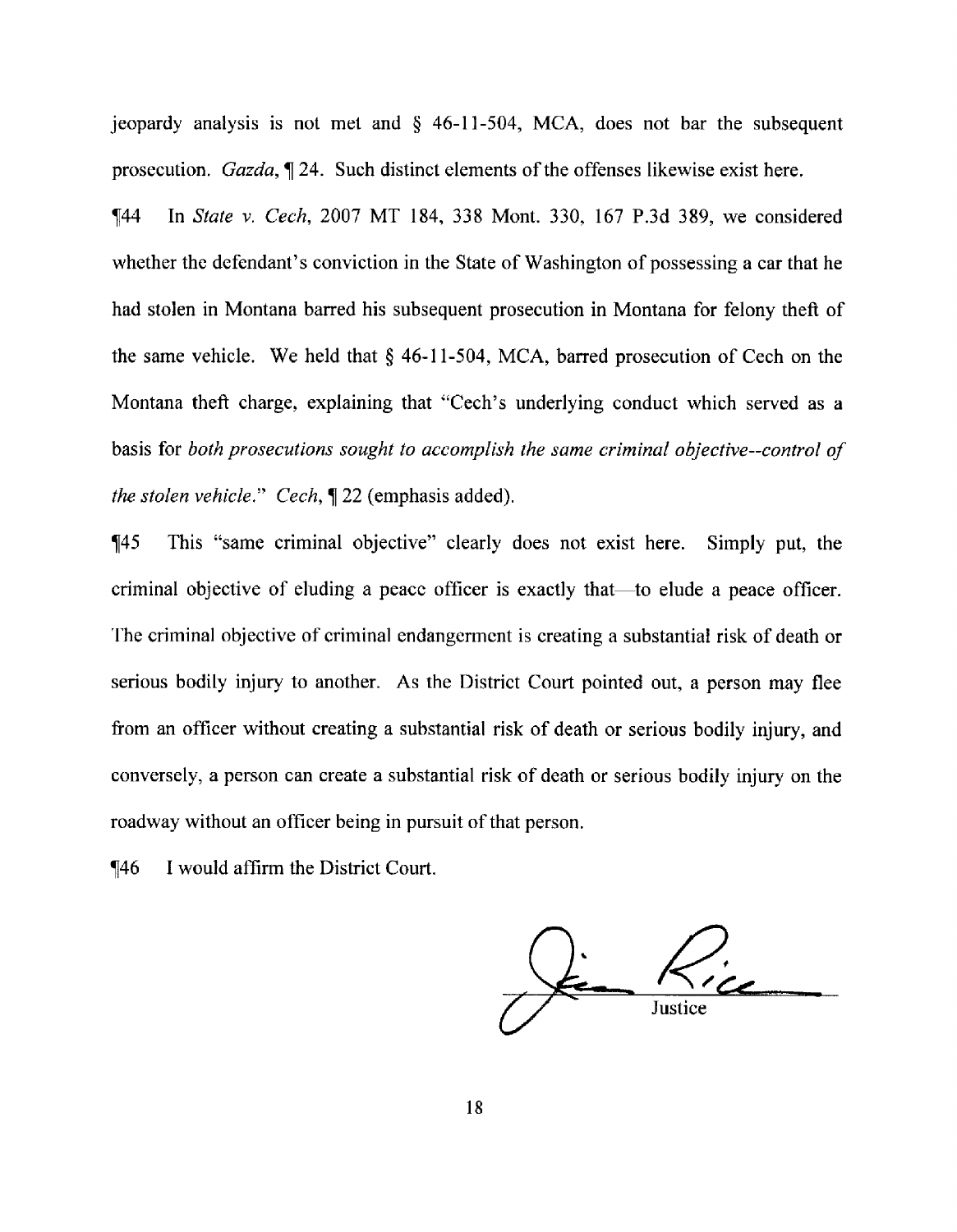jeopardy analysis is not met and § 46-11-504, MCA, does not bar the subsequent prosecution. *Gazda*, ¶ 24. Such distinct elements of the offenses likewise exist here.

¶44 In *State v. Cech*, 2007 MT 184, 338 Mont. 330, 167 P.3d 389, we considered whether the defendant's conviction in the State of Washington of possessing a car that he had stolen in Montana barred his subsequent prosecution in Montana for felony theft of the same vehicle. We held that § 46-11-504, MCA, barred prosecution of Cech on the Montana theft charge, explaining that "Cech's underlying conduct which served as a basis for *both prosecutions sought to accomplish the same criminal objective--control of the stolen vehicle*." *Cech*, ¶ 22 (emphasis added).

¶45 This "same criminal objective" clearly does not exist here. Simply put, the criminal objective of eluding a peace officer is exactly that—to elude a peace officer. The criminal objective of criminal endangerment is creating a substantial risk of death or serious bodily injury to another. As the District Court pointed out, a person may flee from an officer without creating a substantial risk of death or serious bodily injury, and conversely, a person can create a substantial risk of death or serious bodily injury on the roadway without an officer being in pursuit of that person.

¶46 I would affirm the District Court.

Justice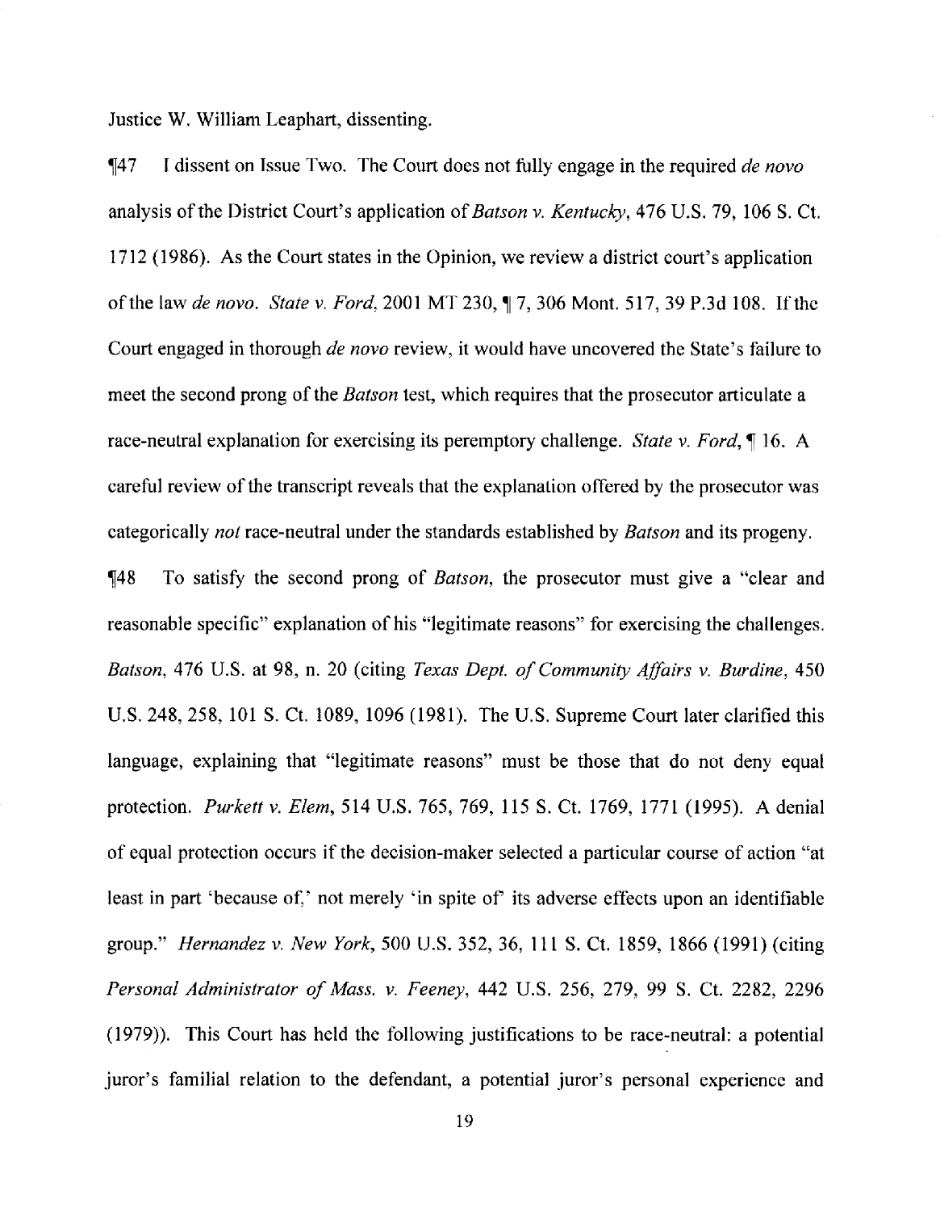Justice W. William Leaphart, dissenting.

¶47 I dissent on Issue Two. The Court does not fully engage in the required *de novo* analysis of the District Court's application of *Batson v. Kentucky*, 476 U.S. 79, 106 S. Ct. 1712 (1986). As the Court states in the Opinion, we review a district court's application of the law *de novo*. *State v. Ford*, 2001 MT 230, ¶ 7, 306 Mont. 517, 39 P.3d 108. If the Court engaged in thorough *de novo* review, it would have uncovered the State's failure to meet the second prong of the *Batson* test, which requires that the prosecutor articulate a race-neutral explanation for exercising its peremptory challenge. *State v. Ford*, ¶ 16. A careful review of the transcript reveals that the explanation offered by the prosecutor was categorically *not* race-neutral under the standards established by *Batson* and its progeny.

¶48 To satisfy the second prong of *Batson*, the prosecutor must give a "clear and reasonable specific" explanation of his "legitimate reasons" for exercising the challenges. *Batson*, 476 U.S. at 98, n. 20 (citing *Texas Dept. of Community Affairs v. Burdine*, 450 U.S. 248, 258, 101 S. Ct. 1089, 1096 (1981). The U.S. Supreme Court later clarified this language, explaining that "legitimate reasons" must be those that do not deny equal protection. *Purkett v. Elem*, 514 U.S. 765, 769, 115 S. Ct. 1769, 1771 (1995). A denial of equal protection occurs if the decision-maker selected a particular course of action "at least in part 'because of,' not merely 'in spite of' its adverse effects upon an identifiable group." *Hernandez v. New York*, 500 U.S. 352, 36, 111 S. Ct. 1859, 1866 (1991) (citing *Personal Administrator of Mass. v. Feeney*, 442 U.S. 256, 279, 99 S. Ct. 2282, 2296 (1979)). This Court has held the following justifications to be race-neutral: a potential juror's familial relation to the defendant, a potential juror's personal experience and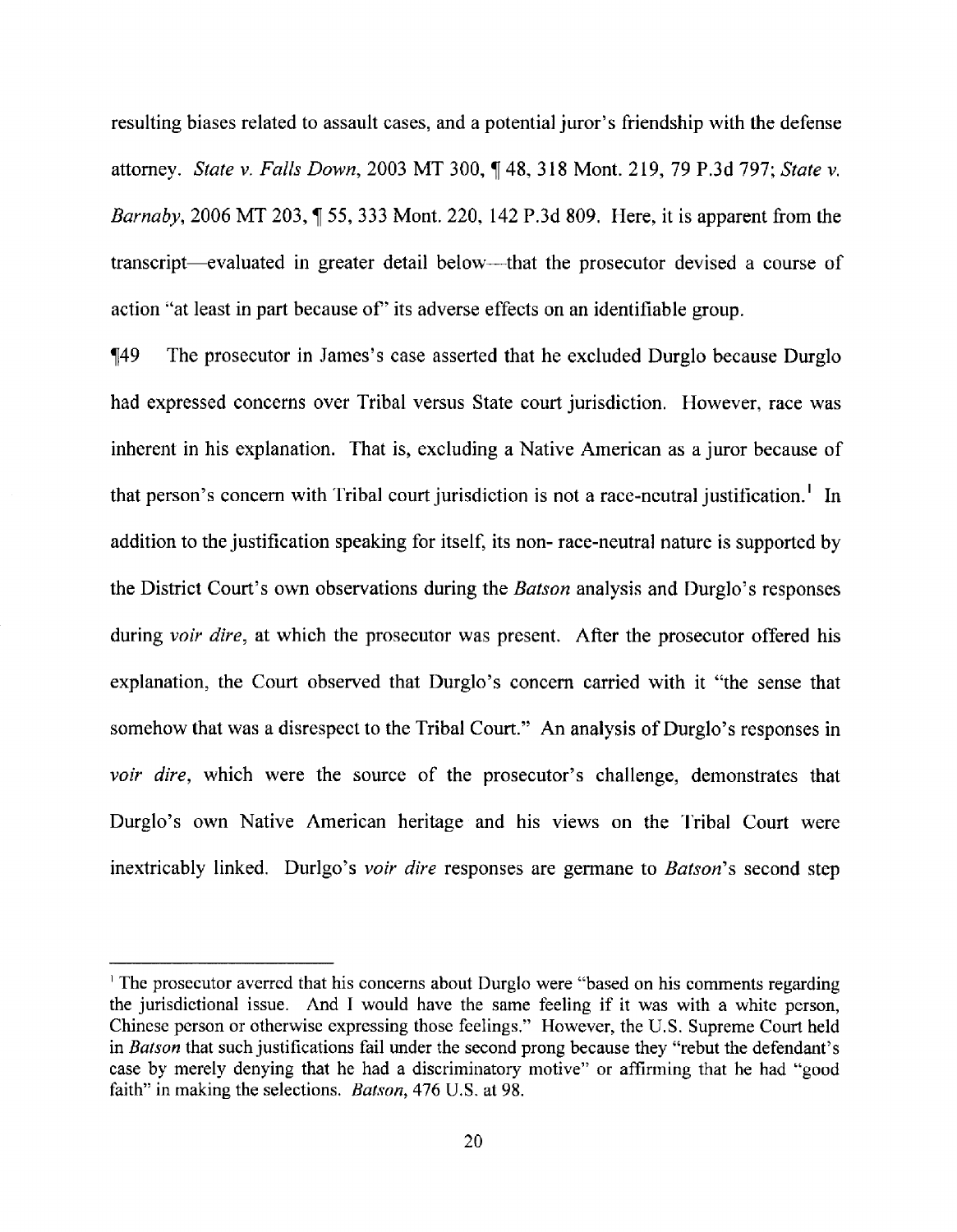resulting biases related to assault cases, and a potential juror's friendship with the defense attorney. *State v. Falls Down*, 2003 MT 300, ¶ 48, 318 Mont. 219, 79 P.3d 797; *State v. Barnaby*, 2006 MT 203, ¶ 55, 333 Mont. 220, 142 P.3d 809. Here, it is apparent from the transcript—evaluated in greater detail below—that the prosecutor devised a course of action "at least in part because of" its adverse effects on an identifiable group.

¶49 The prosecutor in James's case asserted that he excluded Durglo because Durglo had expressed concerns over Tribal versus State court jurisdiction. However, race was inherent in his explanation. That is, excluding a Native American as a juror because of that person's concern with Tribal court jurisdiction is not a race-neutral justification.[1] In addition to the justification speaking for itself, its non- race-neutral nature is supported by the District Court's own observations during the *Batson* analysis and Durglo's responses during *voir dire*, at which the prosecutor was present. After the prosecutor offered his explanation, the Court observed that Durglo's concern carried with it "the sense that somehow that was a disrespect to the Tribal Court." An analysis of Durglo's responses in *voir dire*, which were the source of the prosecutor's challenge, demonstrates that Durglo's own Native American heritage and his views on the Tribal Court were inextricably linked. Durlgo's *voir dire* responses are germane to *Batson*'s second step

---

[1] The prosecutor averred that his concerns about Durglo were "based on his comments regarding the jurisdictional issue. And I would have the same feeling if it was with a white person, Chinese person or otherwise expressing those feelings." However, the U.S. Supreme Court held in *Batson* that such justifications fail under the second prong because they "rebut the defendant's case by merely denying that he had a discriminatory motive" or affirming that he had "good faith" in making the selections. *Batson*, 476 U.S. at 98.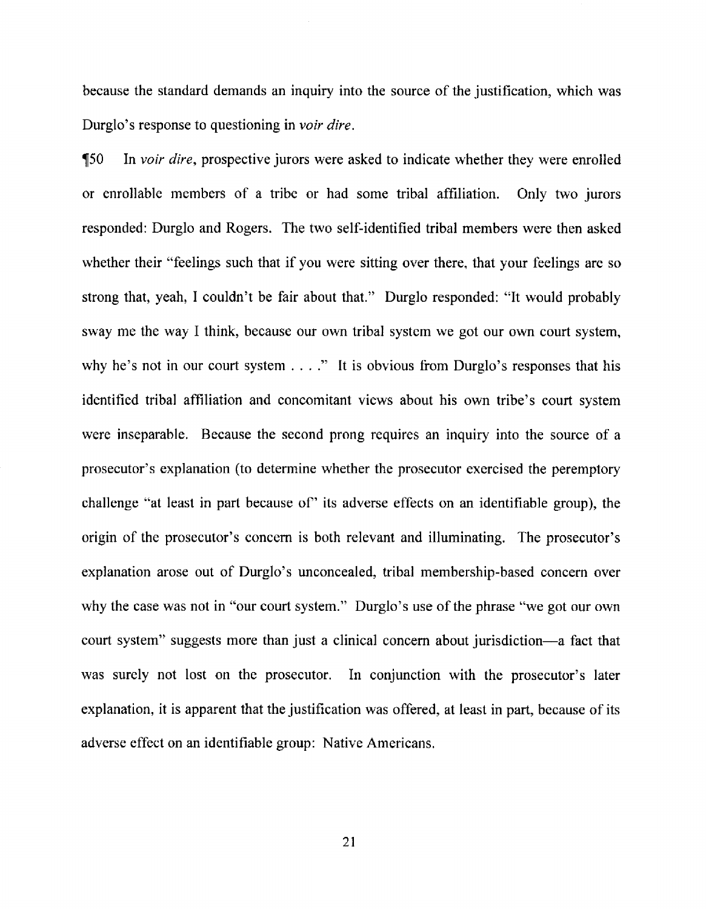because the standard demands an inquiry into the source of the justification, which was Durglo's response to questioning in *voir dire*.

¶50 In *voir dire*, prospective jurors were asked to indicate whether they were enrolled or enrollable members of a tribe or had some tribal affiliation. Only two jurors responded: Durglo and Rogers. The two self-identified tribal members were then asked whether their "feelings such that if you were sitting over there, that your feelings are so strong that, yeah, I couldn't be fair about that." Durglo responded: "It would probably sway me the way I think, because our own tribal system we got our own court system, why he's not in our court system . . . ." It is obvious from Durglo's responses that his identified tribal affiliation and concomitant views about his own tribe's court system were inseparable. Because the second prong requires an inquiry into the source of a prosecutor's explanation (to determine whether the prosecutor exercised the peremptory challenge "at least in part because of" its adverse effects on an identifiable group), the origin of the prosecutor's concern is both relevant and illuminating. The prosecutor's explanation arose out of Durglo's unconcealed, tribal membership-based concern over why the case was not in "our court system." Durglo's use of the phrase "we got our own court system" suggests more than just a clinical concern about jurisdiction—a fact that was surely not lost on the prosecutor. In conjunction with the prosecutor's later explanation, it is apparent that the justification was offered, at least in part, because of its adverse effect on an identifiable group: Native Americans.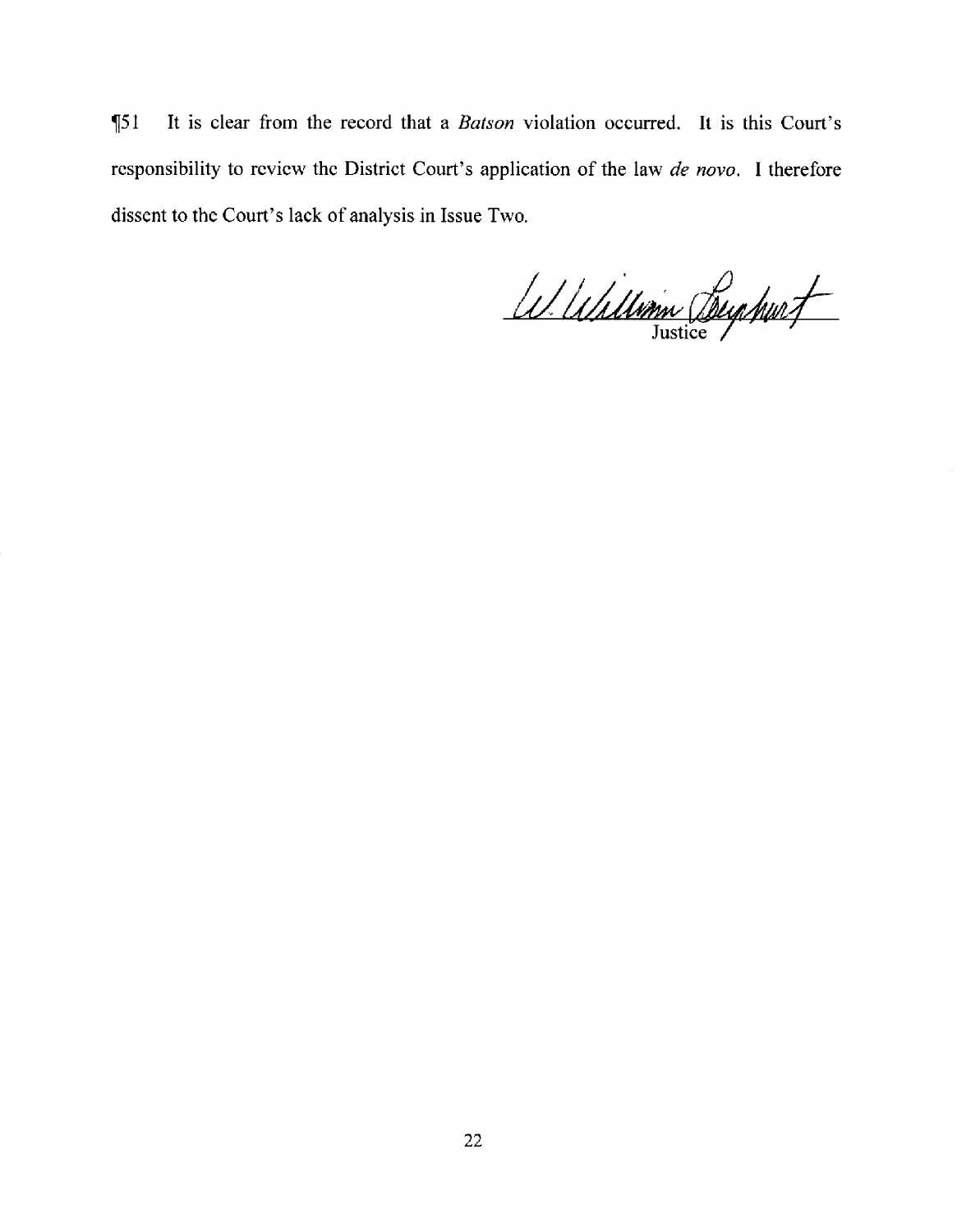¶51 It is clear from the record that a *Batson* violation occurred. It is this Court's responsibility to review the District Court's application of the law *de novo*. I therefore dissent to the Court's lack of analysis in Issue Two.

/S/ W. William Leaphart

Justice